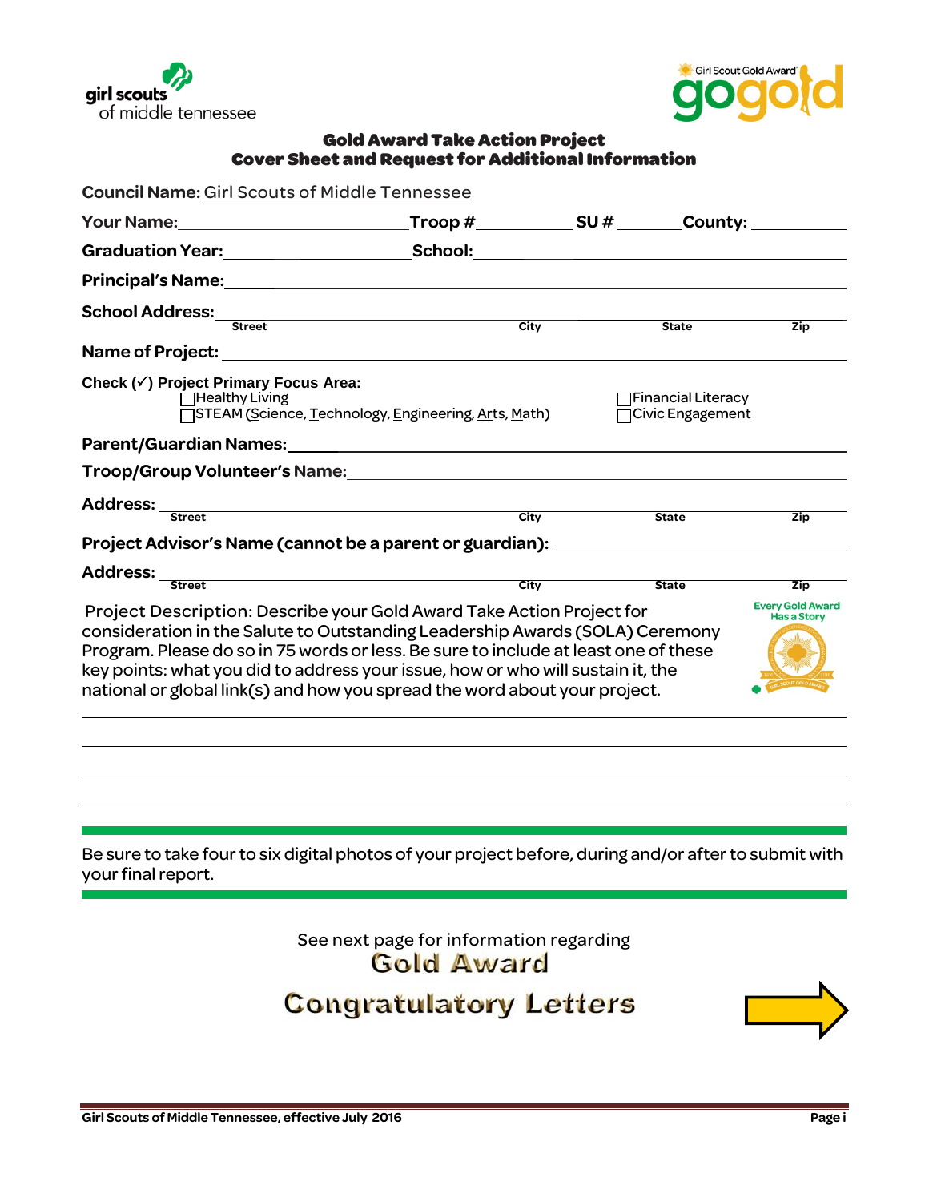girl scouts of middle tennessee

Girl Scout Gold Award gogold

## Gold Award Take Action Project
## Cover Sheet and Request for Additional Information

**Council Name:** Girl Scouts of Middle Tennessee

**Your Name:** ____________________ **Troop #** ________ **SU #** ______ **County:** __________

**Graduation Year:** ________________ **School:** ________________________________

**Principal's Name:** ______________________________________________________

**School Address:** ______________________________________________________
Street    City    State    Zip

**Name of Project:** ______________________________________________________

**Check (✓) Project Primary Focus Area:**

- ☐ Healthy Living
- ☐ STEAM (Science, Technology, Engineering, Arts, Math)
- ☐ Financial Literacy
- ☐ Civic Engagement

**Parent/Guardian Names:** ______________________________________________________

**Troop/Group Volunteer's Name:** ______________________________________________

**Address:** ______________________________________________________
Street    City    State    Zip

**Project Advisor's Name (cannot be a parent or guardian):** ______________________

**Address:** ______________________________________________________
Street    City    State    Zip

Project Description: Describe your Gold Award Take Action Project for consideration in the Salute to Outstanding Leadership Awards (SOLA) Ceremony Program. Please do so in 75 words or less. Be sure to include at least one of these key points: what you did to address your issue, how or who will sustain it, the national or global link(s) and how you spread the word about your project.

Every Gold Award Has a Story

______________________________________________________

______________________________________________________

______________________________________________________

______________________________________________________

Be sure to take four to six digital photos of your project before, during and/or after to submit with your final report.

See next page for information regarding

**Gold Award Congratulatory Letters**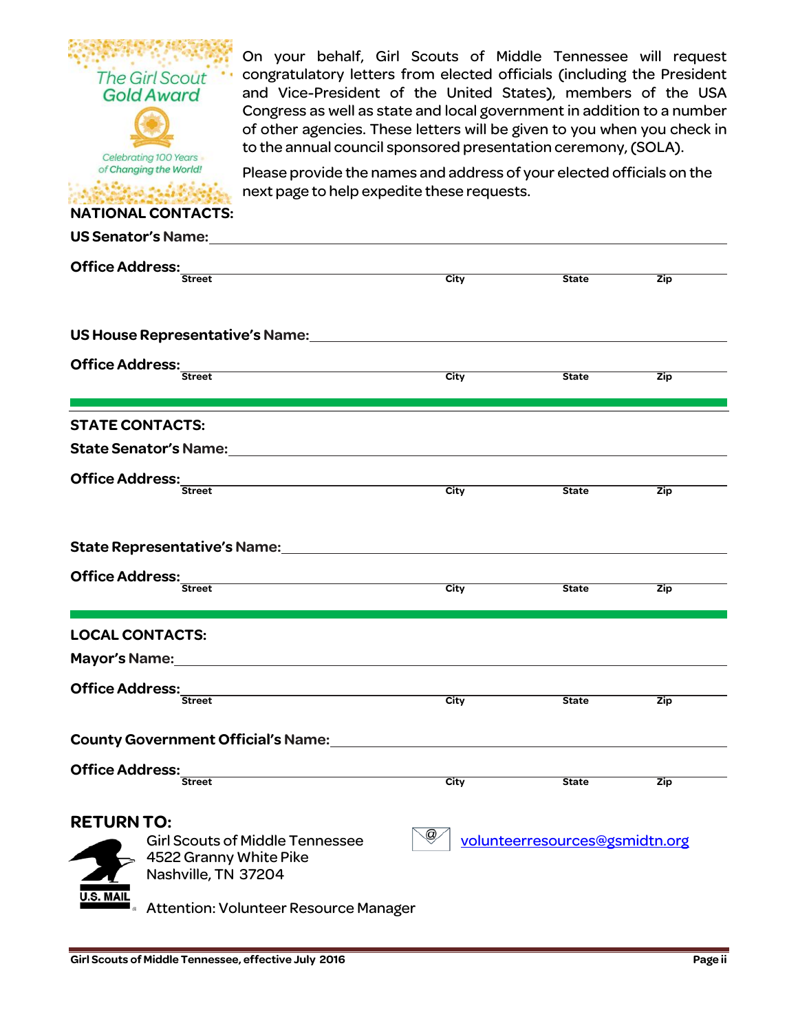On your behalf, Girl Scouts of Middle Tennessee will request congratulatory letters from elected officials (including the President and Vice-President of the United States), members of the USA Congress as well as state and local government in addition to a number of other agencies. These letters will be given to you when you check in to the annual council sponsored presentation ceremony, (SOLA).

Please provide the names and address of your elected officials on the next page to help expedite these requests.

## NATIONAL CONTACTS:

**US Senator's Name:** ______________________________

**Office Address:** ______________________________
Street | City | State | Zip

**US House Representative's Name:** ______________________________

**Office Address:** ______________________________
Street | City | State | Zip

---

## STATE CONTACTS:

**State Senator's Name:** ______________________________

**Office Address:** ______________________________
Street | City | State | Zip

**State Representative's Name:** ______________________________

**Office Address:** ______________________________
Street | City | State | Zip

---

## LOCAL CONTACTS:

**Mayor's Name:** ______________________________

**Office Address:** ______________________________
Street | City | State | Zip

**County Government Official's Name:** ______________________________

**Office Address:** ______________________________
Street | City | State | Zip

## RETURN TO:

Girl Scouts of Middle Tennessee
4522 Granny White Pike
Nashville, TN 37204

Attention: Volunteer Resource Manager

volunteerresources@gsmidtn.org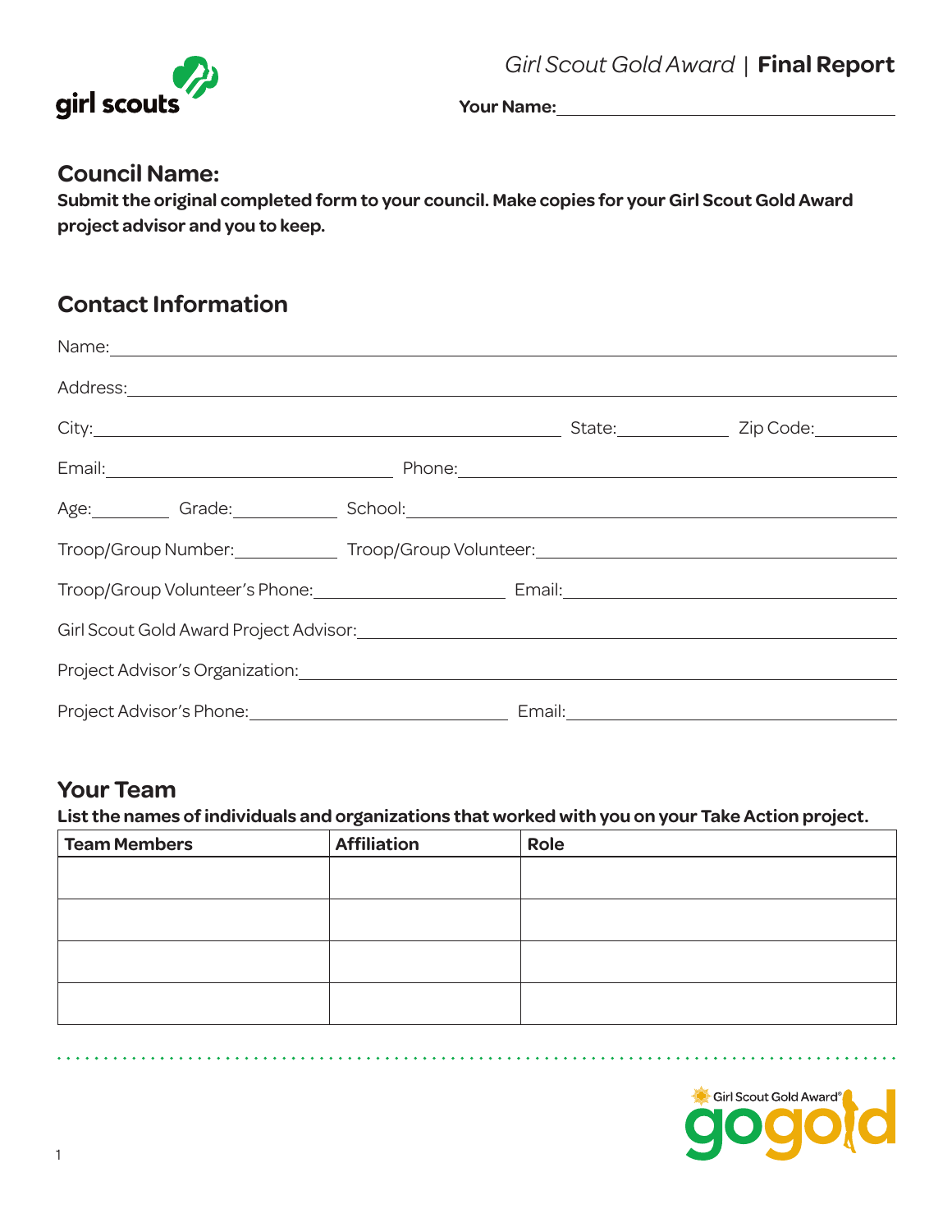*Girl Scout Gold Award* | **Final Report**

**Your Name:** ______________________

## Council Name:

**Submit the original completed form to your council. Make copies for your Girl Scout Gold Award project advisor and you to keep.**

## Contact Information

Name: ______________________

Address: ______________________

City: ______________________ State: __________ Zip Code: __________

Email: ______________________ Phone: ______________________

Age: ________ Grade: ________ School: ______________________

Troop/Group Number: ________ Troop/Group Volunteer: ______________________

Troop/Group Volunteer's Phone: ______________________ Email: ______________________

Girl Scout Gold Award Project Advisor: ______________________

Project Advisor's Organization: ______________________

Project Advisor's Phone: ______________________ Email: ______________________

## Your Team

**List the names of individuals and organizations that worked with you on your Take Action project.**

| Team Members | Affiliation | Role |
|---|---|---|
| | | |
| | | |
| | | |
| | | |

Girl Scout Gold Award® gogold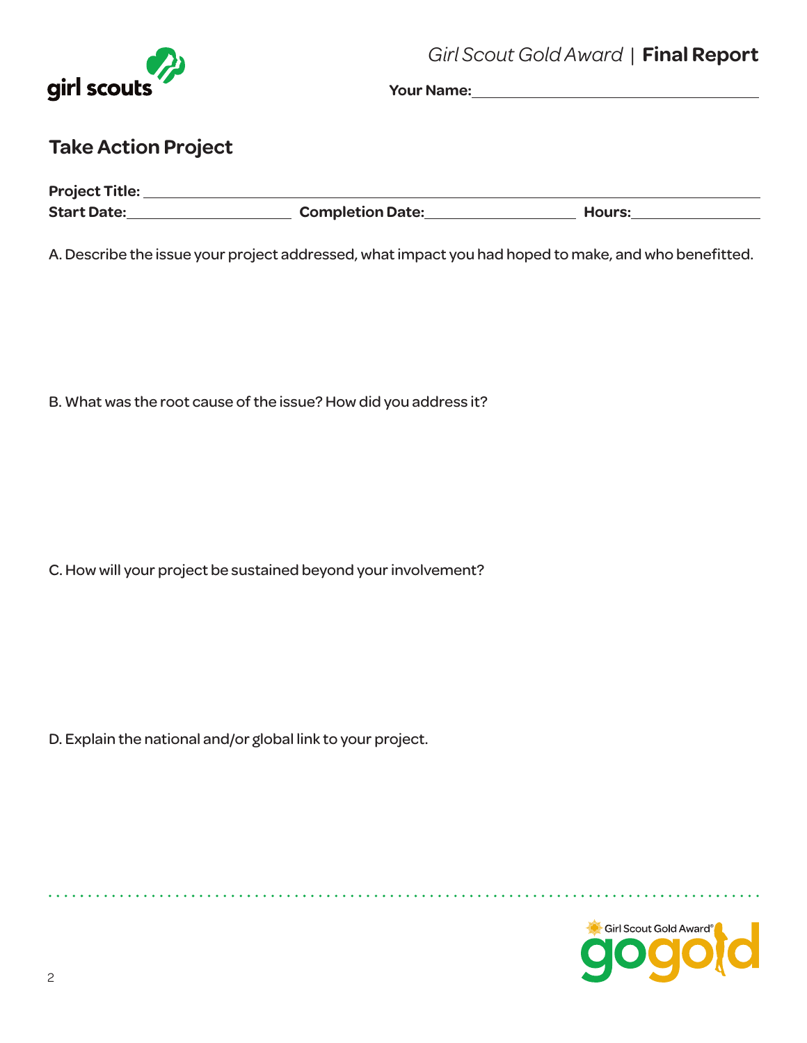*Girl Scout Gold Award* | **Final Report**

**Your Name:** ___________________________________

## Take Action Project

**Project Title:** ___________________________________________________________________

**Start Date:** ____________________ **Completion Date:** ____________________ **Hours:** ______________

A. Describe the issue your project addressed, what impact you had hoped to make, and who benefitted.

B. What was the root cause of the issue? How did you address it?

C. How will your project be sustained beyond your involvement?

D. Explain the national and/or global link to your project.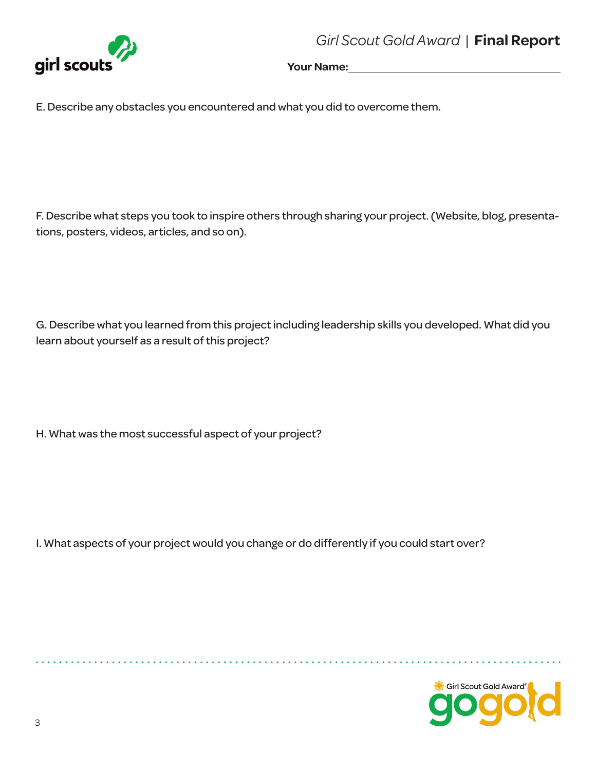Girl Scout Gold Award | **Final Report**

**Your Name:** ______________________________

E. Describe any obstacles you encountered and what you did to overcome them.

F. Describe what steps you took to inspire others through sharing your project. (Website, blog, presentations, posters, videos, articles, and so on).

G. Describe what you learned from this project including leadership skills you developed. What did you learn about yourself as a result of this project?

H. What was the most successful aspect of your project?

I. What aspects of your project would you change or do differently if you could start over?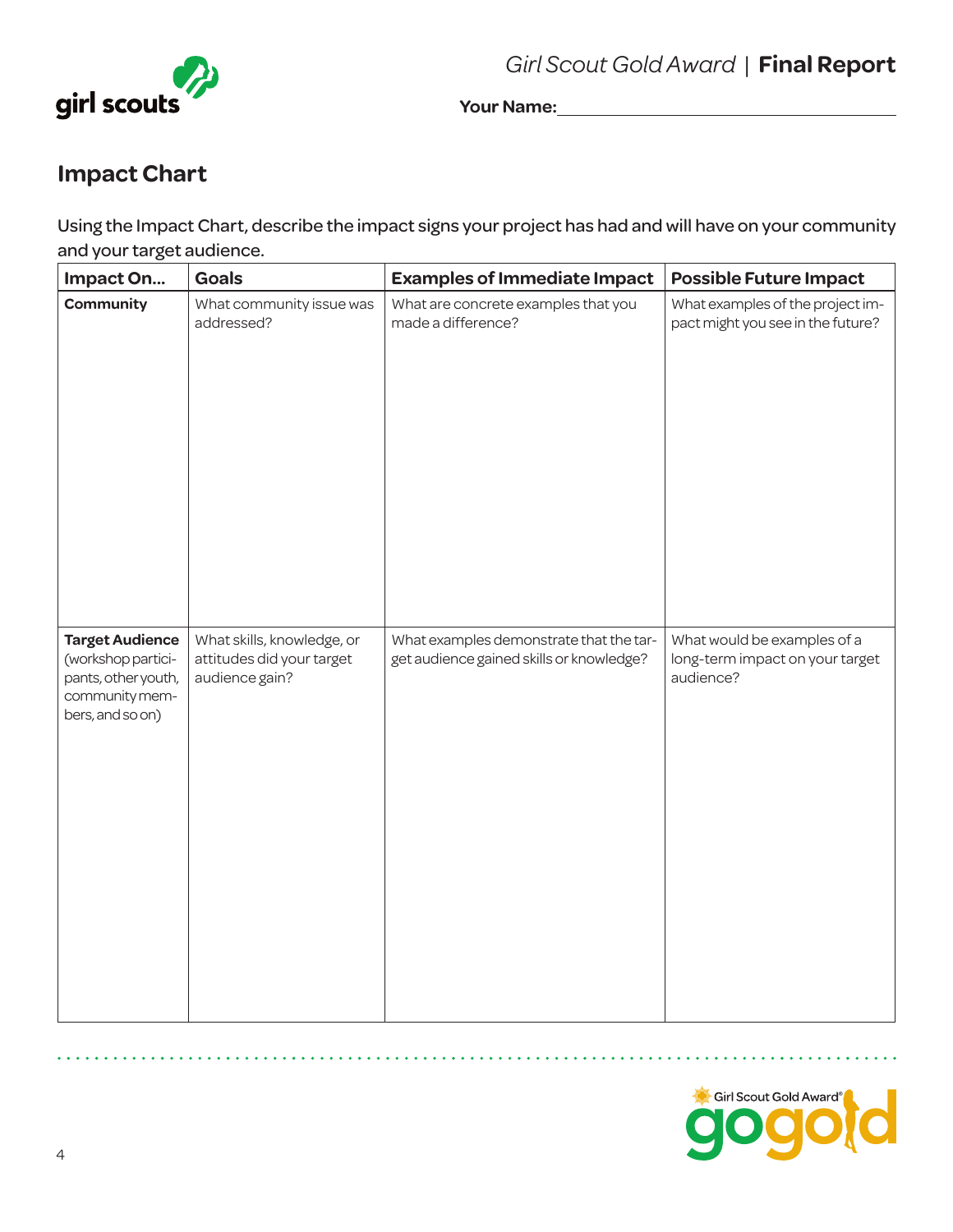Girl Scout Gold Award | **Final Report**

**Your Name:** ______________________________

## Impact Chart

Using the Impact Chart, describe the impact signs your project has had and will have on your community and your target audience.

| Impact On... | Goals | Examples of Immediate Impact | Possible Future Impact |
|---|---|---|---|
| **Community** | What community issue was addressed? | What are concrete examples that you made a difference? | What examples of the project impact might you see in the future? |
| **Target Audience** (workshop participants, other youth, community members, and so on) | What skills, knowledge, or attitudes did your target audience gain? | What examples demonstrate that the target audience gained skills or knowledge? | What would be examples of a long-term impact on your target audience? |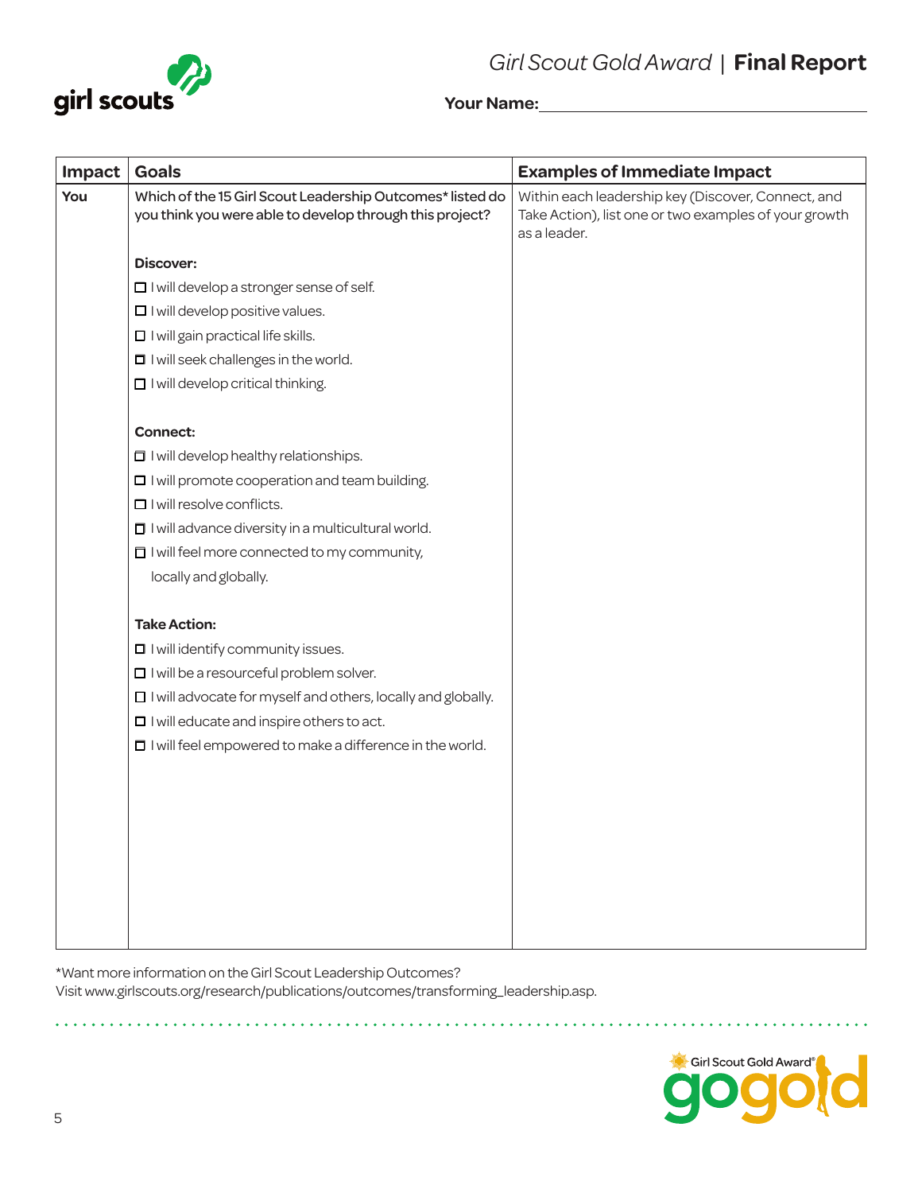Girl Scout Gold Award | **Final Report**

**Your Name:**\_\_\_\_\_\_\_\_\_\_\_\_\_\_\_\_\_\_\_\_\_\_\_\_\_\_\_\_\_\_\_\_\_\_

| Impact | Goals | Examples of Immediate Impact |
|---|---|---|
| **You** | Which of the 15 Girl Scout Leadership Outcomes* listed do you think you were able to develop through this project?<br><br>**Discover:**<br>☐ I will develop a stronger sense of self.<br>☐ I will develop positive values.<br>☐ I will gain practical life skills.<br>☐ I will seek challenges in the world.<br>☐ I will develop critical thinking.<br><br>**Connect:**<br>☐ I will develop healthy relationships.<br>☐ I will promote cooperation and team building.<br>☐ I will resolve conflicts.<br>☐ I will advance diversity in a multicultural world.<br>☐ I will feel more connected to my community, locally and globally.<br><br>**Take Action:**<br>☐ I will identify community issues.<br>☐ I will be a resourceful problem solver.<br>☐ I will advocate for myself and others, locally and globally.<br>☐ I will educate and inspire others to act.<br>☐ I will feel empowered to make a difference in the world. | Within each leadership key (Discover, Connect, and Take Action), list one or two examples of your growth as a leader. |

*Want more information on the Girl Scout Leadership Outcomes?
Visit www.girlscouts.org/research/publications/outcomes/transforming_leadership.asp.

Girl Scout Gold Award® gogold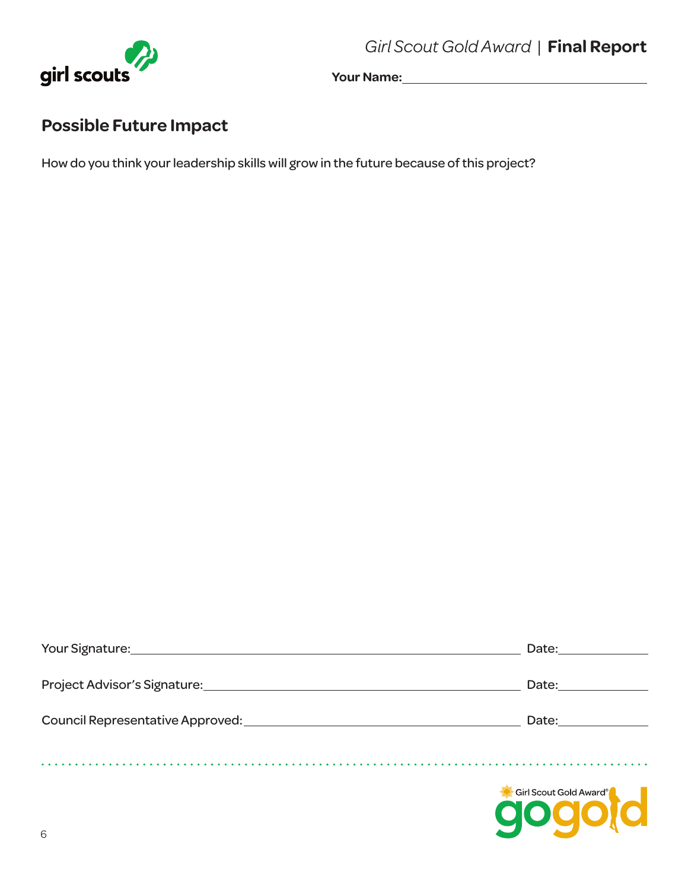*Girl Scout Gold Award* | **Final Report**

**Your Name:** \_\_\_\_\_\_\_\_\_\_\_\_\_\_\_\_\_\_\_\_\_\_\_\_\_\_\_\_\_\_\_\_\_\_\_\_

## Possible Future Impact

How do you think your leadership skills will grow in the future because of this project?

Your Signature: \_\_\_\_\_\_\_\_\_\_\_\_\_\_\_\_\_\_\_\_\_\_\_\_\_\_\_\_\_\_\_\_\_\_\_\_\_\_\_\_\_\_\_\_ Date: \_\_\_\_\_\_\_\_\_\_\_\_

Project Advisor's Signature: \_\_\_\_\_\_\_\_\_\_\_\_\_\_\_\_\_\_\_\_\_\_\_\_\_\_\_\_\_\_\_\_\_\_\_\_ Date: \_\_\_\_\_\_\_\_\_\_\_\_

Council Representative Approved: \_\_\_\_\_\_\_\_\_\_\_\_\_\_\_\_\_\_\_\_\_\_\_\_\_\_\_\_\_\_\_ Date: \_\_\_\_\_\_\_\_\_\_\_\_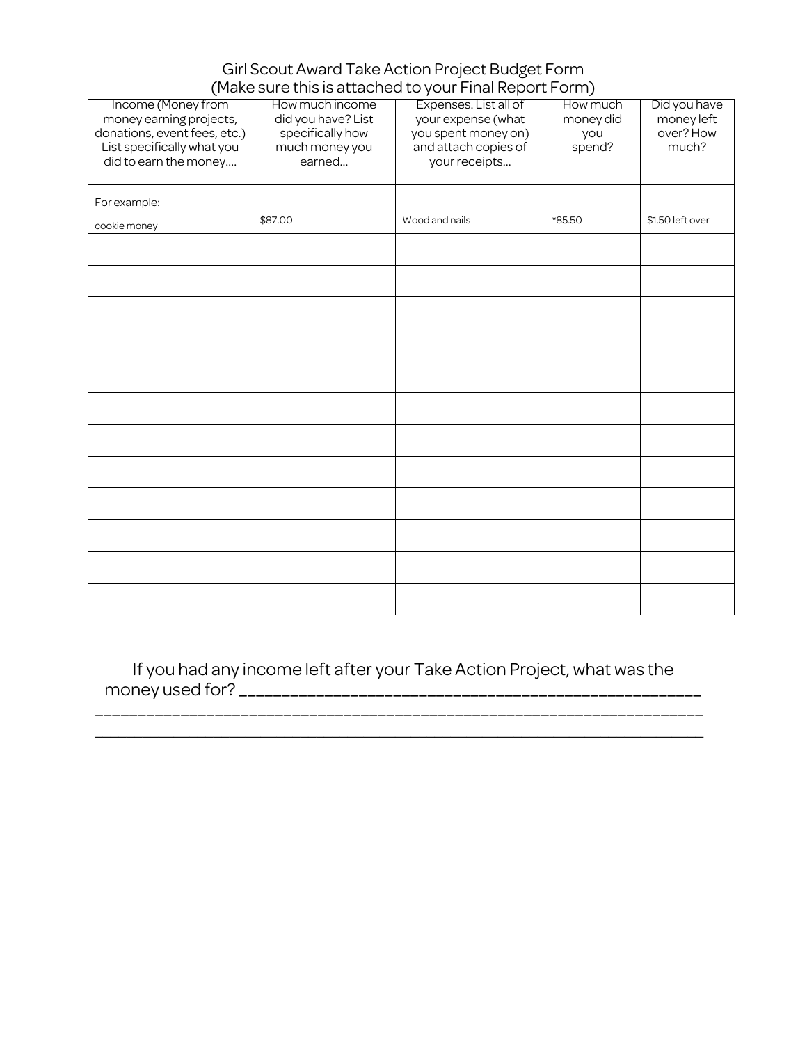# Girl Scout Award Take Action Project Budget Form
(Make sure this is attached to your Final Report Form)

| Income (Money from money earning projects, donations, event fees, etc.) List specifically what you did to earn the money…. | How much income did you have? List specifically how much money you earned… | Expenses. List all of your expense (what you spent money on) and attach copies of your receipts… | How much money did you spend? | Did you have money left over? How much? |
|---|---|---|---|---|
| For example: cookie money | $87.00 | Wood and nails | *85.50 | $1.50 left over |
| | | | | |
| | | | | |
| | | | | |
| | | | | |
| | | | | |
| | | | | |
| | | | | |
| | | | | |
| | | | | |
| | | | | |
| | | | | |
| | | | | |

If you had any income left after your Take Action Project, what was the money used for? ____________________________________________________
_____________________________________________________________________
_____________________________________________________________________